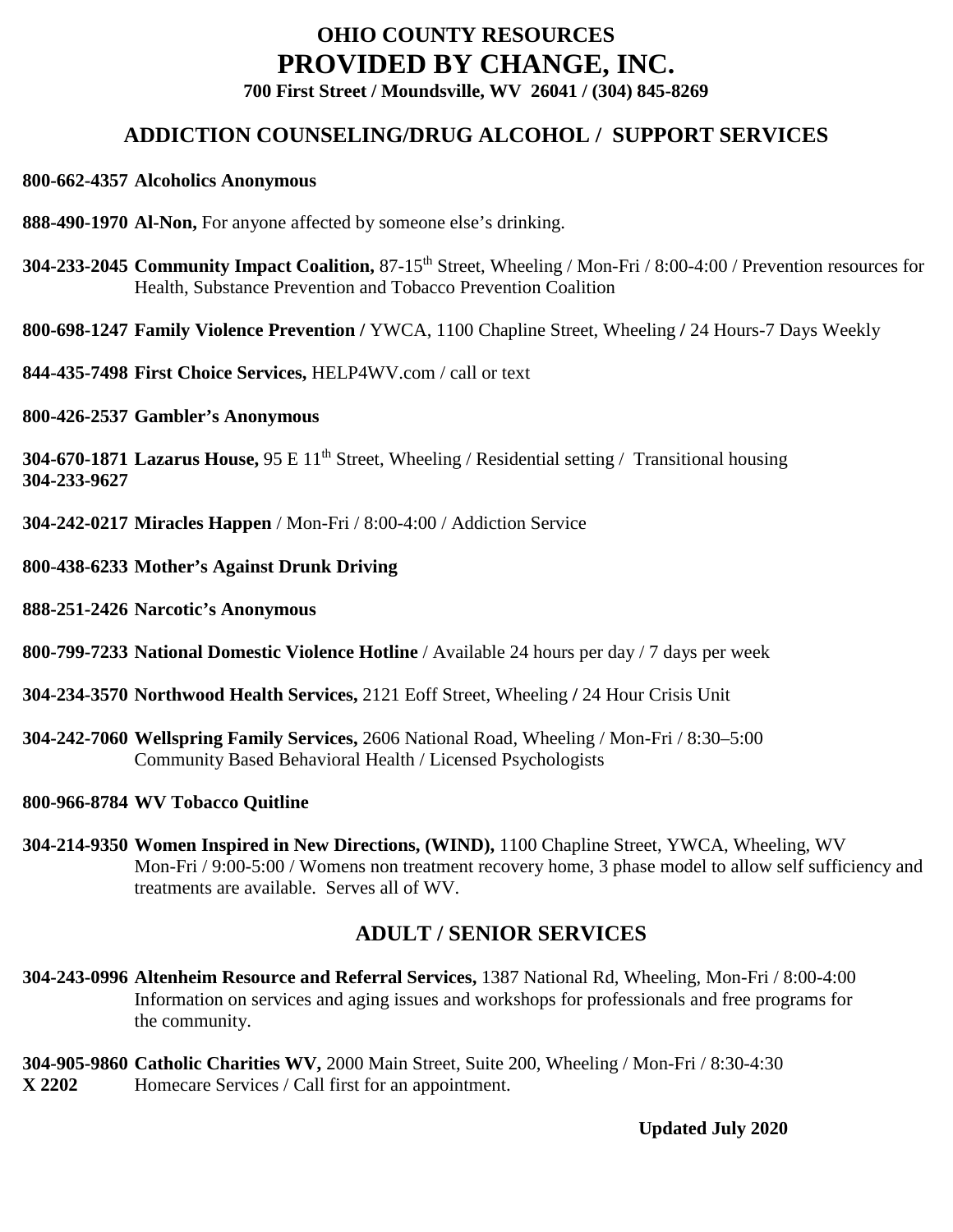# OHIO COUNTY RESOURCES
# PROVIDED BY CHANGE, INC.

**700 First Street / Moundsville, WV 26041 / (304) 845-8269**

## ADDICTION COUNSELING/DRUG ALCOHOL / SUPPORT SERVICES

**800-662-4357 Alcoholics Anonymous**

**888-490-1970 Al-Non,** For anyone affected by someone else's drinking.

**304-233-2045 Community Impact Coalition,** 87-15th Street, Wheeling / Mon-Fri / 8:00-4:00 / Prevention resources for Health, Substance Prevention and Tobacco Prevention Coalition

**800-698-1247 Family Violence Prevention /** YWCA, 1100 Chapline Street, Wheeling **/** 24 Hours-7 Days Weekly

**844-435-7498 First Choice Services,** HELP4WV.com / call or text

**800-426-2537 Gambler's Anonymous**

**304-670-1871 Lazarus House,** 95 E 11th Street, Wheeling / Residential setting / Transitional housing
**304-233-9627**

**304-242-0217 Miracles Happen** / Mon-Fri / 8:00-4:00 / Addiction Service

**800-438-6233 Mother's Against Drunk Driving**

**888-251-2426 Narcotic's Anonymous**

**800-799-7233 National Domestic Violence Hotline** / Available 24 hours per day / 7 days per week

**304-234-3570 Northwood Health Services,** 2121 Eoff Street, Wheeling **/** 24 Hour Crisis Unit

**304-242-7060 Wellspring Family Services,** 2606 National Road, Wheeling / Mon-Fri / 8:30–5:00
Community Based Behavioral Health / Licensed Psychologists

**800-966-8784 WV Tobacco Quitline**

**304-214-9350 Women Inspired in New Directions, (WIND),** 1100 Chapline Street, YWCA, Wheeling, WV
Mon-Fri / 9:00-5:00 / Womens non treatment recovery home, 3 phase model to allow self sufficiency and treatments are available. Serves all of WV.

## ADULT / SENIOR SERVICES

**304-243-0996 Altenheim Resource and Referral Services,** 1387 National Rd, Wheeling, Mon-Fri / 8:00-4:00
Information on services and aging issues and workshops for professionals and free programs for the community.

**304-905-9860 Catholic Charities WV,** 2000 Main Street, Suite 200, Wheeling / Mon-Fri / 8:30-4:30
**X 2202** Homecare Services / Call first for an appointment.

**Updated July 2020**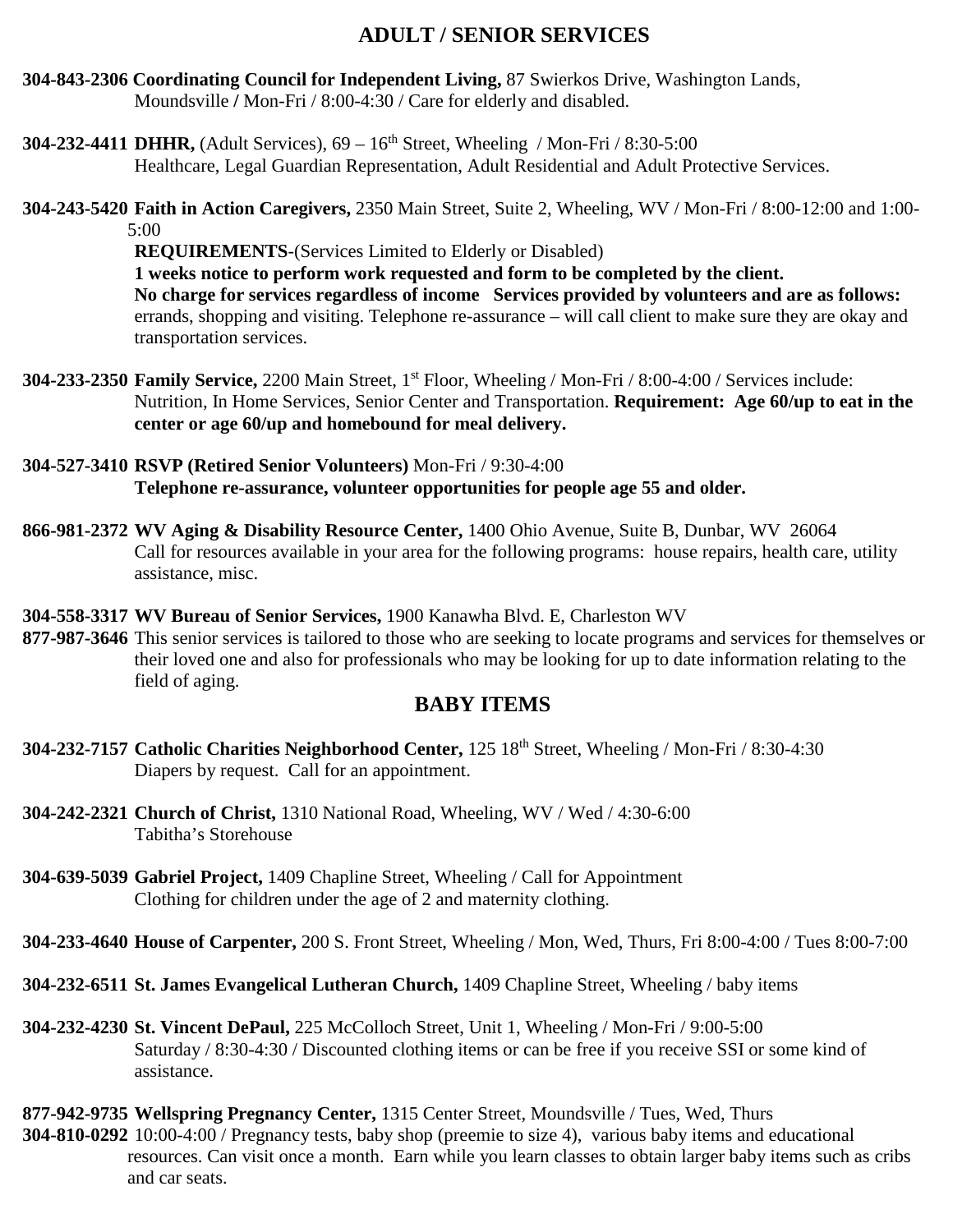## ADULT / SENIOR SERVICES

**304-843-2306 Coordinating Council for Independent Living,** 87 Swierkos Drive, Washington Lands, Moundsville / Mon-Fri / 8:00-4:30 / Care for elderly and disabled.

**304-232-4411 DHHR,** (Adult Services), 69 – 16th Street, Wheeling / Mon-Fri / 8:30-5:00
Healthcare, Legal Guardian Representation, Adult Residential and Adult Protective Services.

**304-243-5420 Faith in Action Caregivers,** 2350 Main Street, Suite 2, Wheeling, WV / Mon-Fri / 8:00-12:00 and 1:00-5:00
**REQUIREMENTS**-(Services Limited to Elderly or Disabled)
**1 weeks notice to perform work requested and form to be completed by the client.**
**No charge for services regardless of income Services provided by volunteers and are as follows:** errands, shopping and visiting. Telephone re-assurance – will call client to make sure they are okay and transportation services.

**304-233-2350 Family Service,** 2200 Main Street, 1st Floor, Wheeling / Mon-Fri / 8:00-4:00 / Services include: Nutrition, In Home Services, Senior Center and Transportation. **Requirement: Age 60/up to eat in the center or age 60/up and homebound for meal delivery.**

**304-527-3410 RSVP (Retired Senior Volunteers)** Mon-Fri / 9:30-4:00
**Telephone re-assurance, volunteer opportunities for people age 55 and older.**

**866-981-2372 WV Aging & Disability Resource Center,** 1400 Ohio Avenue, Suite B, Dunbar, WV 26064
Call for resources available in your area for the following programs: house repairs, health care, utility assistance, misc.

**304-558-3317 WV Bureau of Senior Services,** 1900 Kanawha Blvd. E, Charleston WV
**877-987-3646** This senior services is tailored to those who are seeking to locate programs and services for themselves or their loved one and also for professionals who may be looking for up to date information relating to the field of aging.

## BABY ITEMS

**304-232-7157 Catholic Charities Neighborhood Center,** 125 18th Street, Wheeling / Mon-Fri / 8:30-4:30
Diapers by request. Call for an appointment.

**304-242-2321 Church of Christ,** 1310 National Road, Wheeling, WV / Wed / 4:30-6:00
Tabitha's Storehouse

**304-639-5039 Gabriel Project,** 1409 Chapline Street, Wheeling / Call for Appointment
Clothing for children under the age of 2 and maternity clothing.

**304-233-4640 House of Carpenter,** 200 S. Front Street, Wheeling / Mon, Wed, Thurs, Fri 8:00-4:00 / Tues 8:00-7:00

**304-232-6511 St. James Evangelical Lutheran Church,** 1409 Chapline Street, Wheeling / baby items

**304-232-4230 St. Vincent DePaul,** 225 McColloch Street, Unit 1, Wheeling / Mon-Fri / 9:00-5:00
Saturday / 8:30-4:30 / Discounted clothing items or can be free if you receive SSI or some kind of assistance.

**877-942-9735 Wellspring Pregnancy Center,** 1315 Center Street, Moundsville / Tues, Wed, Thurs
**304-810-0292** 10:00-4:00 / Pregnancy tests, baby shop (preemie to size 4), various baby items and educational resources. Can visit once a month. Earn while you learn classes to obtain larger baby items such as cribs and car seats.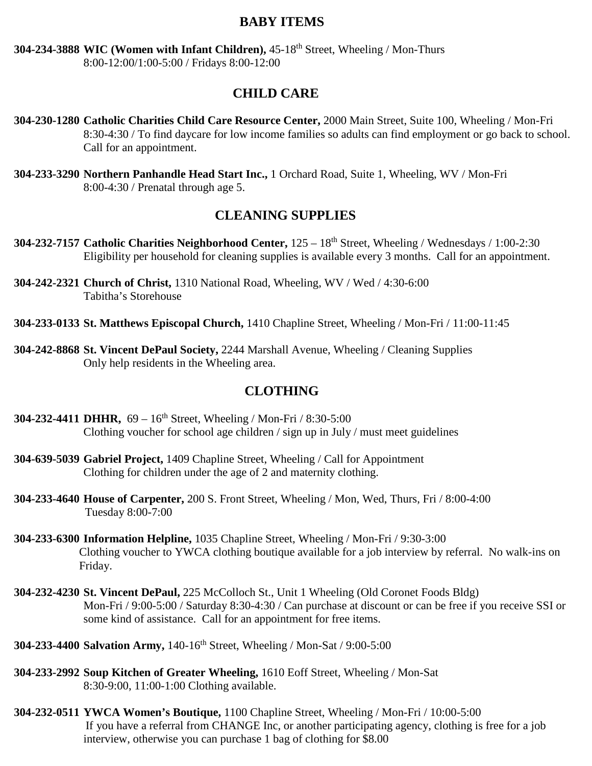## BABY ITEMS

**304-234-3888 WIC (Women with Infant Children),** 45-18th Street, Wheeling / Mon-Thurs 8:00-12:00/1:00-5:00 / Fridays 8:00-12:00

## CHILD CARE

**304-230-1280 Catholic Charities Child Care Resource Center,** 2000 Main Street, Suite 100, Wheeling / Mon-Fri 8:30-4:30 / To find daycare for low income families so adults can find employment or go back to school. Call for an appointment.

**304-233-3290 Northern Panhandle Head Start Inc.,** 1 Orchard Road, Suite 1, Wheeling, WV / Mon-Fri 8:00-4:30 / Prenatal through age 5.

## CLEANING SUPPLIES

**304-232-7157 Catholic Charities Neighborhood Center,** 125 – 18th Street, Wheeling / Wednesdays / 1:00-2:30 Eligibility per household for cleaning supplies is available every 3 months. Call for an appointment.

**304-242-2321 Church of Christ,** 1310 National Road, Wheeling, WV / Wed / 4:30-6:00 Tabitha's Storehouse

**304-233-0133 St. Matthews Episcopal Church,** 1410 Chapline Street, Wheeling / Mon-Fri / 11:00-11:45

**304-242-8868 St. Vincent DePaul Society,** 2244 Marshall Avenue, Wheeling / Cleaning Supplies Only help residents in the Wheeling area.

## CLOTHING

**304-232-4411 DHHR,** 69 – 16th Street, Wheeling / Mon-Fri / 8:30-5:00 Clothing voucher for school age children / sign up in July / must meet guidelines

**304-639-5039 Gabriel Project,** 1409 Chapline Street, Wheeling / Call for Appointment Clothing for children under the age of 2 and maternity clothing.

**304-233-4640 House of Carpenter,** 200 S. Front Street, Wheeling / Mon, Wed, Thurs, Fri / 8:00-4:00 Tuesday 8:00-7:00

**304-233-6300 Information Helpline,** 1035 Chapline Street, Wheeling / Mon-Fri / 9:30-3:00 Clothing voucher to YWCA clothing boutique available for a job interview by referral. No walk-ins on Friday.

**304-232-4230 St. Vincent DePaul,** 225 McColloch St., Unit 1 Wheeling (Old Coronet Foods Bldg) Mon-Fri / 9:00-5:00 / Saturday 8:30-4:30 / Can purchase at discount or can be free if you receive SSI or some kind of assistance. Call for an appointment for free items.

**304-233-4400 Salvation Army,** 140-16th Street, Wheeling / Mon-Sat / 9:00-5:00

**304-233-2992 Soup Kitchen of Greater Wheeling,** 1610 Eoff Street, Wheeling / Mon-Sat 8:30-9:00, 11:00-1:00 Clothing available.

**304-232-0511 YWCA Women's Boutique,** 1100 Chapline Street, Wheeling / Mon-Fri / 10:00-5:00 If you have a referral from CHANGE Inc, or another participating agency, clothing is free for a job interview, otherwise you can purchase 1 bag of clothing for $8.00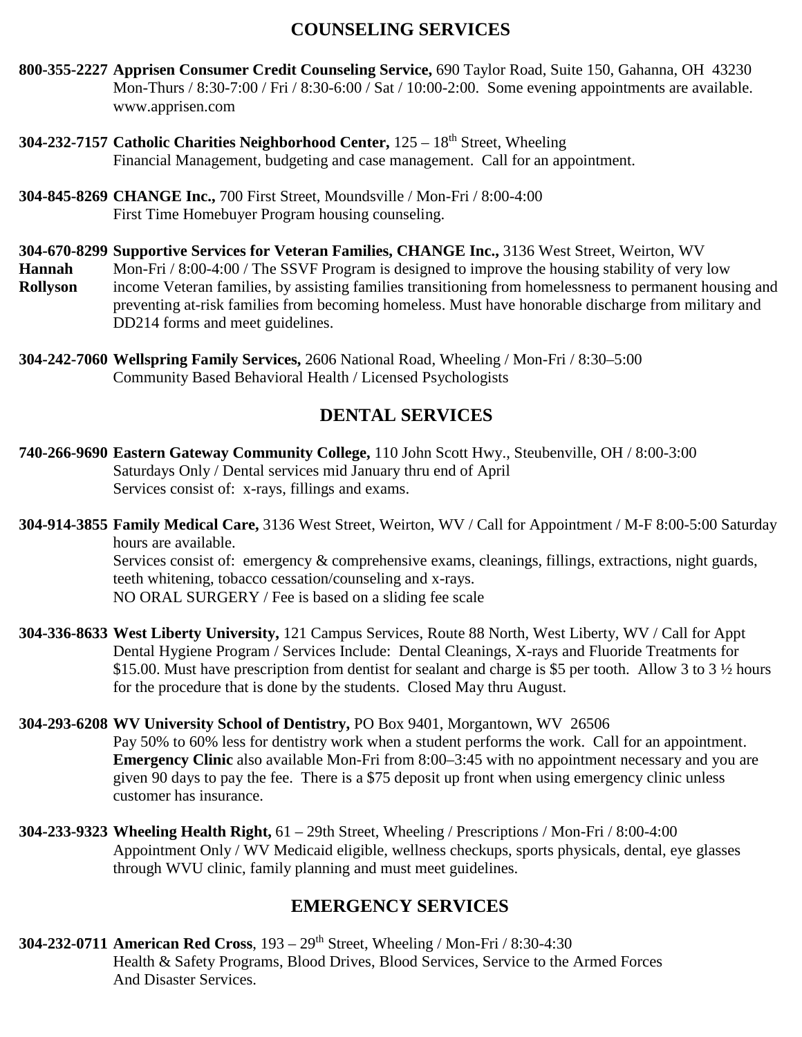## COUNSELING SERVICES

**800-355-2227 Apprisen Consumer Credit Counseling Service,** 690 Taylor Road, Suite 150, Gahanna, OH 43230
Mon-Thurs / 8:30-7:00 / Fri / 8:30-6:00 / Sat / 10:00-2:00. Some evening appointments are available.
www.apprisen.com

**304-232-7157 Catholic Charities Neighborhood Center,** 125 – 18th Street, Wheeling
Financial Management, budgeting and case management. Call for an appointment.

**304-845-8269 CHANGE Inc.,** 700 First Street, Moundsville / Mon-Fri / 8:00-4:00
First Time Homebuyer Program housing counseling.

**304-670-8299 Supportive Services for Veteran Families, CHANGE Inc.,** 3136 West Street, Weirton, WV
**Hannah Rollyson**
Mon-Fri / 8:00-4:00 / The SSVF Program is designed to improve the housing stability of very low income Veteran families, by assisting families transitioning from homelessness to permanent housing and preventing at-risk families from becoming homeless. Must have honorable discharge from military and DD214 forms and meet guidelines.

**304-242-7060 Wellspring Family Services,** 2606 National Road, Wheeling / Mon-Fri / 8:30–5:00
Community Based Behavioral Health / Licensed Psychologists

## DENTAL SERVICES

**740-266-9690 Eastern Gateway Community College,** 110 John Scott Hwy., Steubenville, OH / 8:00-3:00
Saturdays Only / Dental services mid January thru end of April
Services consist of: x-rays, fillings and exams.

**304-914-3855 Family Medical Care,** 3136 West Street, Weirton, WV / Call for Appointment / M-F 8:00-5:00 Saturday hours are available.
Services consist of: emergency & comprehensive exams, cleanings, fillings, extractions, night guards, teeth whitening, tobacco cessation/counseling and x-rays.
NO ORAL SURGERY / Fee is based on a sliding fee scale

**304-336-8633 West Liberty University,** 121 Campus Services, Route 88 North, West Liberty, WV / Call for Appt
Dental Hygiene Program / Services Include: Dental Cleanings, X-rays and Fluoride Treatments for $15.00. Must have prescription from dentist for sealant and charge is $5 per tooth. Allow 3 to 3 ½ hours for the procedure that is done by the students. Closed May thru August.

**304-293-6208 WV University School of Dentistry,** PO Box 9401, Morgantown, WV 26506
Pay 50% to 60% less for dentistry work when a student performs the work. Call for an appointment.
**Emergency Clinic** also available Mon-Fri from 8:00–3:45 with no appointment necessary and you are given 90 days to pay the fee. There is a $75 deposit up front when using emergency clinic unless customer has insurance.

**304-233-9323 Wheeling Health Right,** 61 – 29th Street, Wheeling / Prescriptions / Mon-Fri / 8:00-4:00
Appointment Only / WV Medicaid eligible, wellness checkups, sports physicals, dental, eye glasses through WVU clinic, family planning and must meet guidelines.

## EMERGENCY SERVICES

**304-232-0711 American Red Cross**, 193 – 29th Street, Wheeling / Mon-Fri / 8:30-4:30
Health & Safety Programs, Blood Drives, Blood Services, Service to the Armed Forces
And Disaster Services.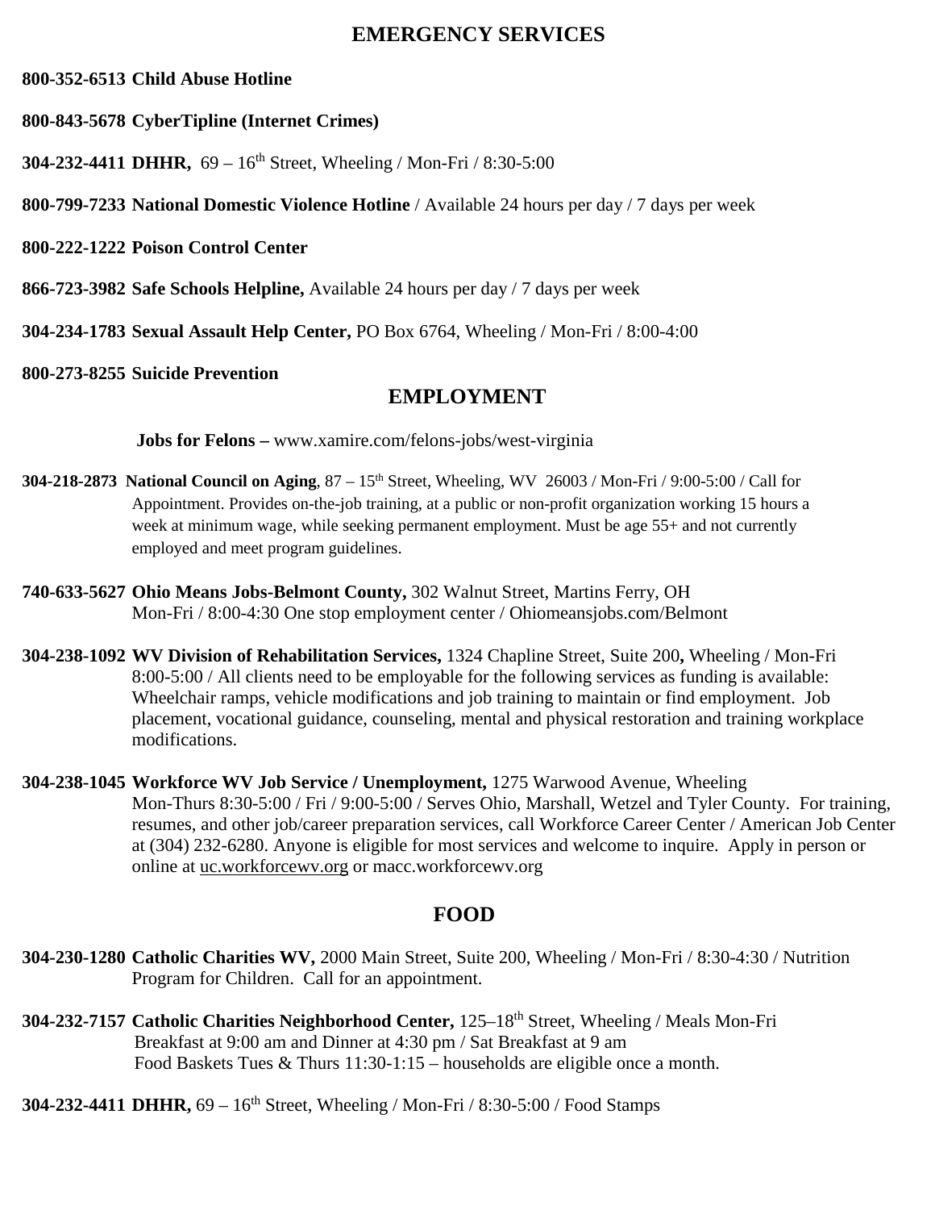## EMERGENCY SERVICES

**800-352-6513 Child Abuse Hotline**

**800-843-5678 CyberTipline (Internet Crimes)**

**304-232-4411 DHHR,** 69 – 16th Street, Wheeling / Mon-Fri / 8:30-5:00

**800-799-7233 National Domestic Violence Hotline** / Available 24 hours per day / 7 days per week

**800-222-1222 Poison Control Center**

**866-723-3982 Safe Schools Helpline,** Available 24 hours per day / 7 days per week

**304-234-1783 Sexual Assault Help Center,** PO Box 6764, Wheeling / Mon-Fri / 8:00-4:00

**800-273-8255 Suicide Prevention**

## EMPLOYMENT

**Jobs for Felons –** www.xamire.com/felons-jobs/west-virginia

**304-218-2873 National Council on Aging**, 87 – 15th Street, Wheeling, WV 26003 / Mon-Fri / 9:00-5:00 / Call for Appointment. Provides on-the-job training, at a public or non-profit organization working 15 hours a week at minimum wage, while seeking permanent employment. Must be age 55+ and not currently employed and meet program guidelines.

**740-633-5627 Ohio Means Jobs-Belmont County,** 302 Walnut Street, Martins Ferry, OH
Mon-Fri / 8:00-4:30 One stop employment center / Ohiomeansjobs.com/Belmont

**304-238-1092 WV Division of Rehabilitation Services,** 1324 Chapline Street, Suite 200**,** Wheeling / Mon-Fri 8:00-5:00 / All clients need to be employable for the following services as funding is available: Wheelchair ramps, vehicle modifications and job training to maintain or find employment. Job placement, vocational guidance, counseling, mental and physical restoration and training workplace modifications.

**304-238-1045 Workforce WV Job Service / Unemployment,** 1275 Warwood Avenue, Wheeling
Mon-Thurs 8:30-5:00 / Fri / 9:00-5:00 / Serves Ohio, Marshall, Wetzel and Tyler County. For training, resumes, and other job/career preparation services, call Workforce Career Center / American Job Center at (304) 232-6280. Anyone is eligible for most services and welcome to inquire. Apply in person or online at uc.workforcewv.org or macc.workforcewv.org

## FOOD

**304-230-1280 Catholic Charities WV,** 2000 Main Street, Suite 200, Wheeling / Mon-Fri / 8:30-4:30 / Nutrition Program for Children. Call for an appointment.

**304-232-7157 Catholic Charities Neighborhood Center,** 125–18th Street, Wheeling / Meals Mon-Fri
Breakfast at 9:00 am and Dinner at 4:30 pm / Sat Breakfast at 9 am
Food Baskets Tues & Thurs 11:30-1:15 – households are eligible once a month.

**304-232-4411 DHHR,** 69 – 16th Street, Wheeling / Mon-Fri / 8:30-5:00 / Food Stamps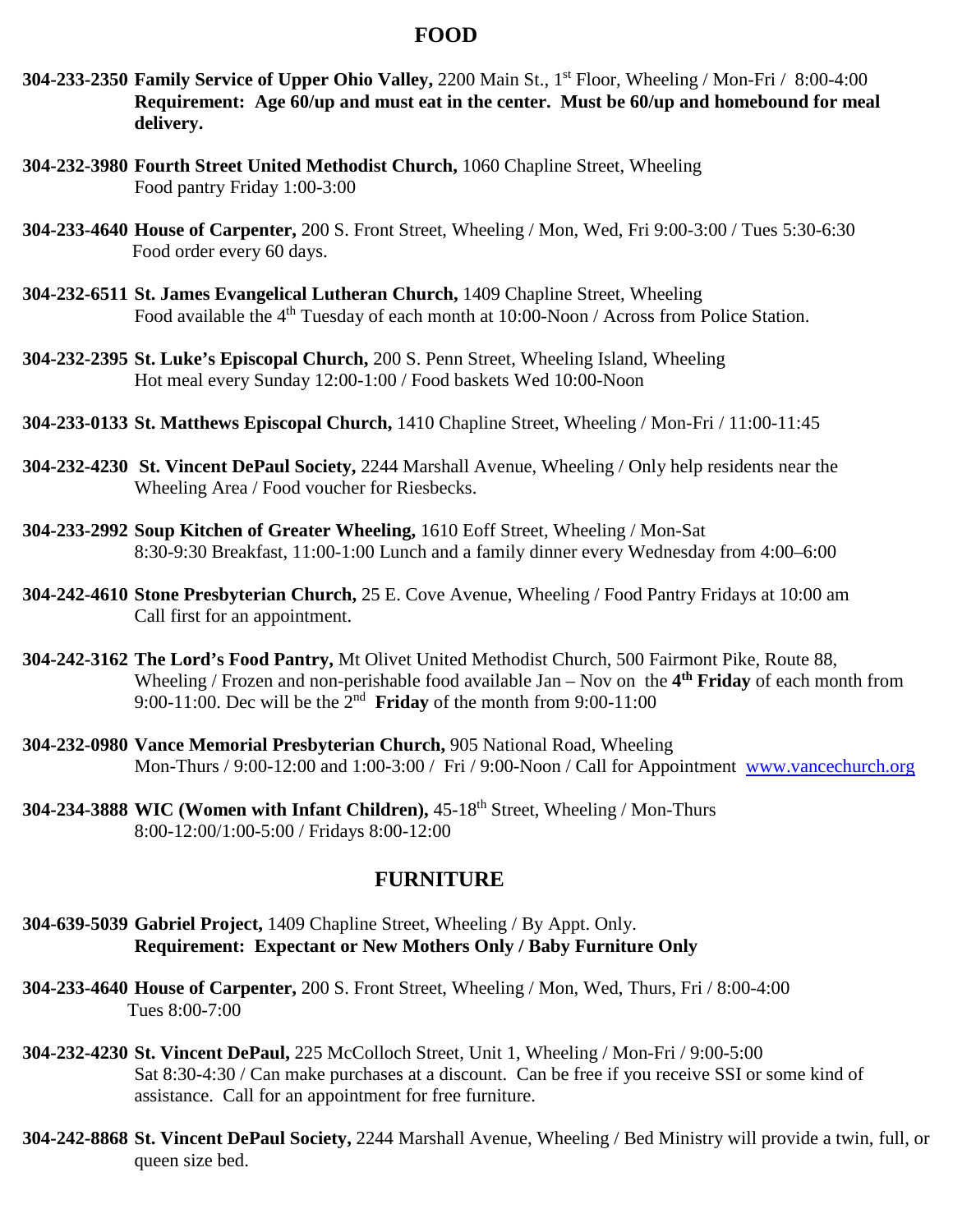## FOOD

**304-233-2350 Family Service of Upper Ohio Valley,** 2200 Main St., 1st Floor, Wheeling / Mon-Fri / 8:00-4:00
**Requirement: Age 60/up and must eat in the center. Must be 60/up and homebound for meal delivery.**

**304-232-3980 Fourth Street United Methodist Church,** 1060 Chapline Street, Wheeling
Food pantry Friday 1:00-3:00

**304-233-4640 House of Carpenter,** 200 S. Front Street, Wheeling / Mon, Wed, Fri 9:00-3:00 / Tues 5:30-6:30
Food order every 60 days.

**304-232-6511 St. James Evangelical Lutheran Church,** 1409 Chapline Street, Wheeling
Food available the 4th Tuesday of each month at 10:00-Noon / Across from Police Station.

**304-232-2395 St. Luke's Episcopal Church,** 200 S. Penn Street, Wheeling Island, Wheeling
Hot meal every Sunday 12:00-1:00 / Food baskets Wed 10:00-Noon

**304-233-0133 St. Matthews Episcopal Church,** 1410 Chapline Street, Wheeling / Mon-Fri / 11:00-11:45

**304-232-4230 St. Vincent DePaul Society,** 2244 Marshall Avenue, Wheeling / Only help residents near the Wheeling Area / Food voucher for Riesbecks.

**304-233-2992 Soup Kitchen of Greater Wheeling,** 1610 Eoff Street, Wheeling / Mon-Sat
8:30-9:30 Breakfast, 11:00-1:00 Lunch and a family dinner every Wednesday from 4:00–6:00

**304-242-4610 Stone Presbyterian Church,** 25 E. Cove Avenue, Wheeling / Food Pantry Fridays at 10:00 am
Call first for an appointment.

**304-242-3162 The Lord's Food Pantry,** Mt Olivet United Methodist Church, 500 Fairmont Pike, Route 88, Wheeling / Frozen and non-perishable food available Jan – Nov on the **4th Friday** of each month from 9:00-11:00. Dec will be the 2nd **Friday** of the month from 9:00-11:00

**304-232-0980 Vance Memorial Presbyterian Church,** 905 National Road, Wheeling
Mon-Thurs / 9:00-12:00 and 1:00-3:00 / Fri / 9:00-Noon / Call for Appointment www.vancechurch.org

**304-234-3888 WIC (Women with Infant Children),** 45-18th Street, Wheeling / Mon-Thurs
8:00-12:00/1:00-5:00 / Fridays 8:00-12:00

## FURNITURE

**304-639-5039 Gabriel Project,** 1409 Chapline Street, Wheeling / By Appt. Only.
**Requirement: Expectant or New Mothers Only / Baby Furniture Only**

**304-233-4640 House of Carpenter,** 200 S. Front Street, Wheeling / Mon, Wed, Thurs, Fri / 8:00-4:00
Tues 8:00-7:00

**304-232-4230 St. Vincent DePaul,** 225 McColloch Street, Unit 1, Wheeling / Mon-Fri / 9:00-5:00
Sat 8:30-4:30 / Can make purchases at a discount. Can be free if you receive SSI or some kind of assistance. Call for an appointment for free furniture.

**304-242-8868 St. Vincent DePaul Society,** 2244 Marshall Avenue, Wheeling / Bed Ministry will provide a twin, full, or queen size bed.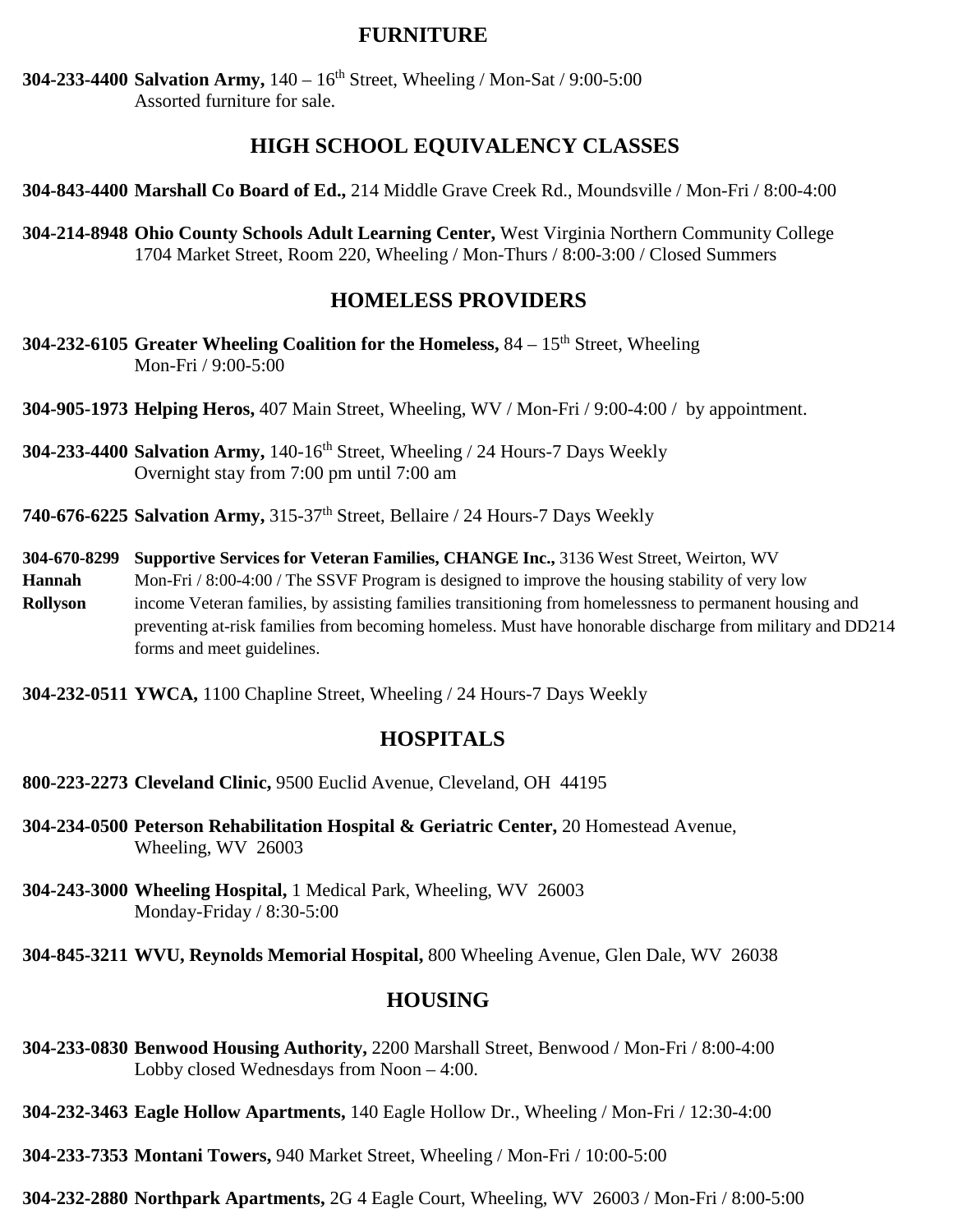## FURNITURE

**304-233-4400 Salvation Army,** 140 – 16th Street, Wheeling / Mon-Sat / 9:00-5:00
Assorted furniture for sale.

## HIGH SCHOOL EQUIVALENCY CLASSES

**304-843-4400 Marshall Co Board of Ed.,** 214 Middle Grave Creek Rd., Moundsville / Mon-Fri / 8:00-4:00

**304-214-8948 Ohio County Schools Adult Learning Center,** West Virginia Northern Community College
1704 Market Street, Room 220, Wheeling / Mon-Thurs / 8:00-3:00 / Closed Summers

## HOMELESS PROVIDERS

**304-232-6105 Greater Wheeling Coalition for the Homeless,** 84 – 15th Street, Wheeling
Mon-Fri / 9:00-5:00

**304-905-1973 Helping Heros,** 407 Main Street, Wheeling, WV / Mon-Fri / 9:00-4:00 / by appointment.

**304-233-4400 Salvation Army,** 140-16th Street, Wheeling / 24 Hours-7 Days Weekly
Overnight stay from 7:00 pm until 7:00 am

**740-676-6225 Salvation Army,** 315-37th Street, Bellaire / 24 Hours-7 Days Weekly

**304-670-8299 Hannah Rollyson** **Supportive Services for Veteran Families, CHANGE Inc.,** 3136 West Street, Weirton, WV
Mon-Fri / 8:00-4:00 / The SSVF Program is designed to improve the housing stability of very low income Veteran families, by assisting families transitioning from homelessness to permanent housing and preventing at-risk families from becoming homeless. Must have honorable discharge from military and DD214 forms and meet guidelines.

**304-232-0511 YWCA,** 1100 Chapline Street, Wheeling / 24 Hours-7 Days Weekly

## HOSPITALS

**800-223-2273 Cleveland Clinic,** 9500 Euclid Avenue, Cleveland, OH 44195

**304-234-0500 Peterson Rehabilitation Hospital & Geriatric Center,** 20 Homestead Avenue,
Wheeling, WV 26003

**304-243-3000 Wheeling Hospital,** 1 Medical Park, Wheeling, WV 26003
Monday-Friday / 8:30-5:00

**304-845-3211 WVU, Reynolds Memorial Hospital,** 800 Wheeling Avenue, Glen Dale, WV 26038

## HOUSING

**304-233-0830 Benwood Housing Authority,** 2200 Marshall Street, Benwood / Mon-Fri / 8:00-4:00
Lobby closed Wednesdays from Noon – 4:00.

**304-232-3463 Eagle Hollow Apartments,** 140 Eagle Hollow Dr., Wheeling / Mon-Fri / 12:30-4:00

**304-233-7353 Montani Towers,** 940 Market Street, Wheeling / Mon-Fri / 10:00-5:00

**304-232-2880 Northpark Apartments,** 2G 4 Eagle Court, Wheeling, WV 26003 / Mon-Fri / 8:00-5:00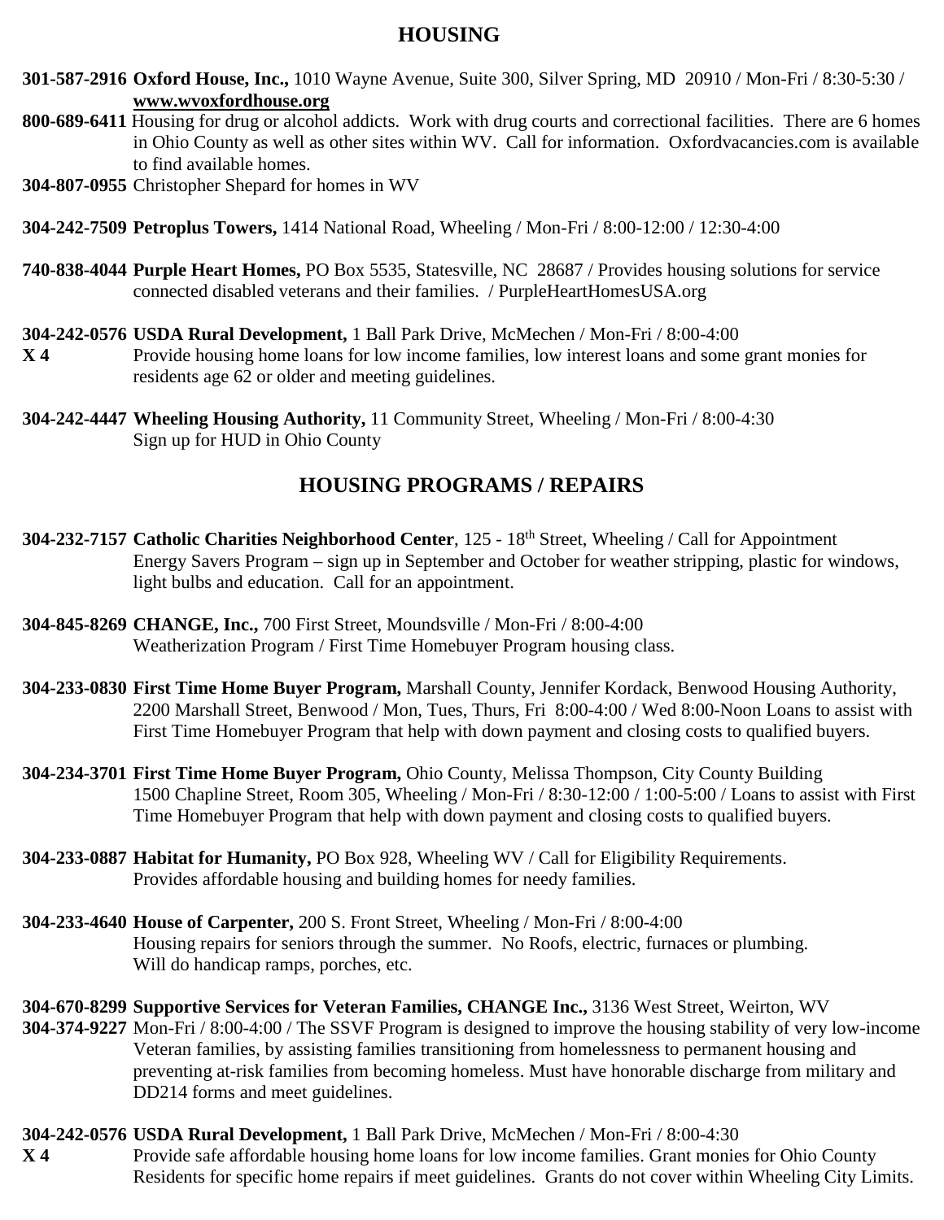# HOUSING

**301-587-2916 Oxford House, Inc.,** 1010 Wayne Avenue, Suite 300, Silver Spring, MD 20910 / Mon-Fri / 8:30-5:30 / **www.wvoxfordhouse.org**
**800-689-6411** Housing for drug or alcohol addicts. Work with drug courts and correctional facilities. There are 6 homes in Ohio County as well as other sites within WV. Call for information. Oxfordvacancies.com is available to find available homes.
**304-807-0955** Christopher Shepard for homes in WV

**304-242-7509 Petroplus Towers,** 1414 National Road, Wheeling / Mon-Fri / 8:00-12:00 / 12:30-4:00

**740-838-4044 Purple Heart Homes,** PO Box 5535, Statesville, NC 28687 / Provides housing solutions for service connected disabled veterans and their families. / PurpleHeartHomesUSA.org

**304-242-0576 USDA Rural Development,** 1 Ball Park Drive, McMechen / Mon-Fri / 8:00-4:00
**X 4** Provide housing home loans for low income families, low interest loans and some grant monies for residents age 62 or older and meeting guidelines.

**304-242-4447 Wheeling Housing Authority,** 11 Community Street, Wheeling / Mon-Fri / 8:00-4:30
Sign up for HUD in Ohio County

# HOUSING PROGRAMS / REPAIRS

**304-232-7157 Catholic Charities Neighborhood Center**, 125 - 18th Street, Wheeling / Call for Appointment
Energy Savers Program – sign up in September and October for weather stripping, plastic for windows, light bulbs and education. Call for an appointment.

**304-845-8269 CHANGE, Inc.,** 700 First Street, Moundsville / Mon-Fri / 8:00-4:00
Weatherization Program / First Time Homebuyer Program housing class.

**304-233-0830 First Time Home Buyer Program,** Marshall County, Jennifer Kordack, Benwood Housing Authority, 2200 Marshall Street, Benwood / Mon, Tues, Thurs, Fri 8:00-4:00 / Wed 8:00-Noon Loans to assist with First Time Homebuyer Program that help with down payment and closing costs to qualified buyers.

**304-234-3701 First Time Home Buyer Program,** Ohio County, Melissa Thompson, City County Building 1500 Chapline Street, Room 305, Wheeling / Mon-Fri / 8:30-12:00 / 1:00-5:00 / Loans to assist with First Time Homebuyer Program that help with down payment and closing costs to qualified buyers.

**304-233-0887 Habitat for Humanity,** PO Box 928, Wheeling WV / Call for Eligibility Requirements.
Provides affordable housing and building homes for needy families.

**304-233-4640 House of Carpenter,** 200 S. Front Street, Wheeling / Mon-Fri / 8:00-4:00
Housing repairs for seniors through the summer. No Roofs, electric, furnaces or plumbing.
Will do handicap ramps, porches, etc.

**304-670-8299 Supportive Services for Veteran Families, CHANGE Inc.,** 3136 West Street, Weirton, WV
**304-374-9227** Mon-Fri / 8:00-4:00 / The SSVF Program is designed to improve the housing stability of very low-income Veteran families, by assisting families transitioning from homelessness to permanent housing and preventing at-risk families from becoming homeless. Must have honorable discharge from military and DD214 forms and meet guidelines.

**304-242-0576 USDA Rural Development,** 1 Ball Park Drive, McMechen / Mon-Fri / 8:00-4:30
**X 4** Provide safe affordable housing home loans for low income families. Grant monies for Ohio County Residents for specific home repairs if meet guidelines. Grants do not cover within Wheeling City Limits.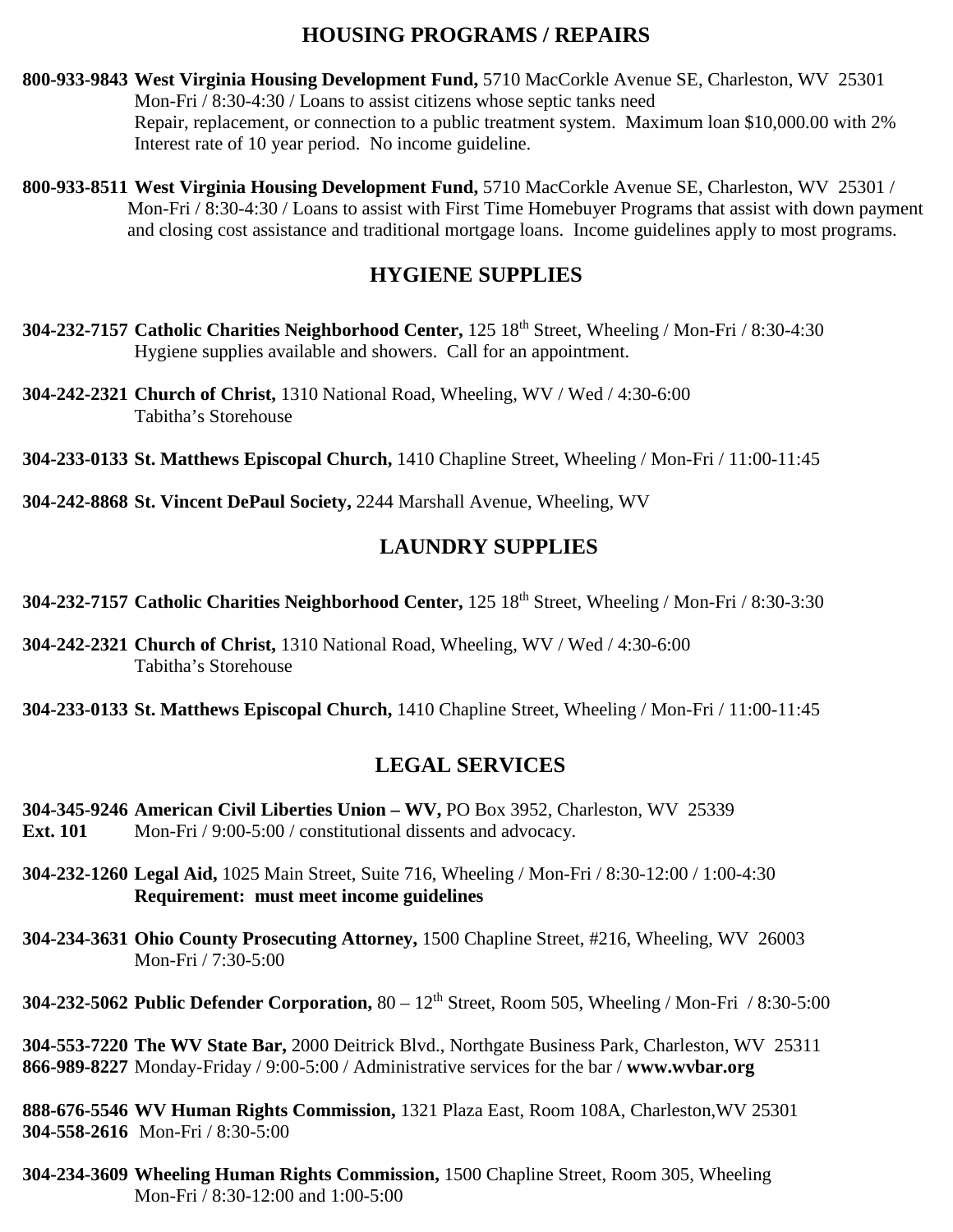## HOUSING PROGRAMS / REPAIRS

**800-933-9843 West Virginia Housing Development Fund,** 5710 MacCorkle Avenue SE, Charleston, WV 25301
Mon-Fri / 8:30-4:30 / Loans to assist citizens whose septic tanks need
Repair, replacement, or connection to a public treatment system. Maximum loan $10,000.00 with 2%
Interest rate of 10 year period. No income guideline.

**800-933-8511 West Virginia Housing Development Fund,** 5710 MacCorkle Avenue SE, Charleston, WV 25301 /
Mon-Fri / 8:30-4:30 / Loans to assist with First Time Homebuyer Programs that assist with down payment
and closing cost assistance and traditional mortgage loans. Income guidelines apply to most programs.

## HYGIENE SUPPLIES

**304-232-7157 Catholic Charities Neighborhood Center,** 125 18th Street, Wheeling / Mon-Fri / 8:30-4:30
Hygiene supplies available and showers. Call for an appointment.

**304-242-2321 Church of Christ,** 1310 National Road, Wheeling, WV / Wed / 4:30-6:00
Tabitha's Storehouse

**304-233-0133 St. Matthews Episcopal Church,** 1410 Chapline Street, Wheeling / Mon-Fri / 11:00-11:45

**304-242-8868 St. Vincent DePaul Society,** 2244 Marshall Avenue, Wheeling, WV

## LAUNDRY SUPPLIES

**304-232-7157 Catholic Charities Neighborhood Center,** 125 18th Street, Wheeling / Mon-Fri / 8:30-3:30

**304-242-2321 Church of Christ,** 1310 National Road, Wheeling, WV / Wed / 4:30-6:00
Tabitha's Storehouse

**304-233-0133 St. Matthews Episcopal Church,** 1410 Chapline Street, Wheeling / Mon-Fri / 11:00-11:45

## LEGAL SERVICES

**304-345-9246 American Civil Liberties Union – WV,** PO Box 3952, Charleston, WV 25339
**Ext. 101** Mon-Fri / 9:00-5:00 / constitutional dissents and advocacy.

**304-232-1260 Legal Aid,** 1025 Main Street, Suite 716, Wheeling / Mon-Fri / 8:30-12:00 / 1:00-4:30
**Requirement: must meet income guidelines**

**304-234-3631 Ohio County Prosecuting Attorney,** 1500 Chapline Street, #216, Wheeling, WV 26003
Mon-Fri / 7:30-5:00

**304-232-5062 Public Defender Corporation,** 80 – 12th Street, Room 505, Wheeling / Mon-Fri / 8:30-5:00

**304-553-7220 The WV State Bar,** 2000 Deitrick Blvd., Northgate Business Park, Charleston, WV 25311
**866-989-8227** Monday-Friday / 9:00-5:00 / Administrative services for the bar / **www.wvbar.org**

**888-676-5546 WV Human Rights Commission,** 1321 Plaza East, Room 108A, Charleston,WV 25301
**304-558-2616** Mon-Fri / 8:30-5:00

**304-234-3609 Wheeling Human Rights Commission,** 1500 Chapline Street, Room 305, Wheeling
Mon-Fri / 8:30-12:00 and 1:00-5:00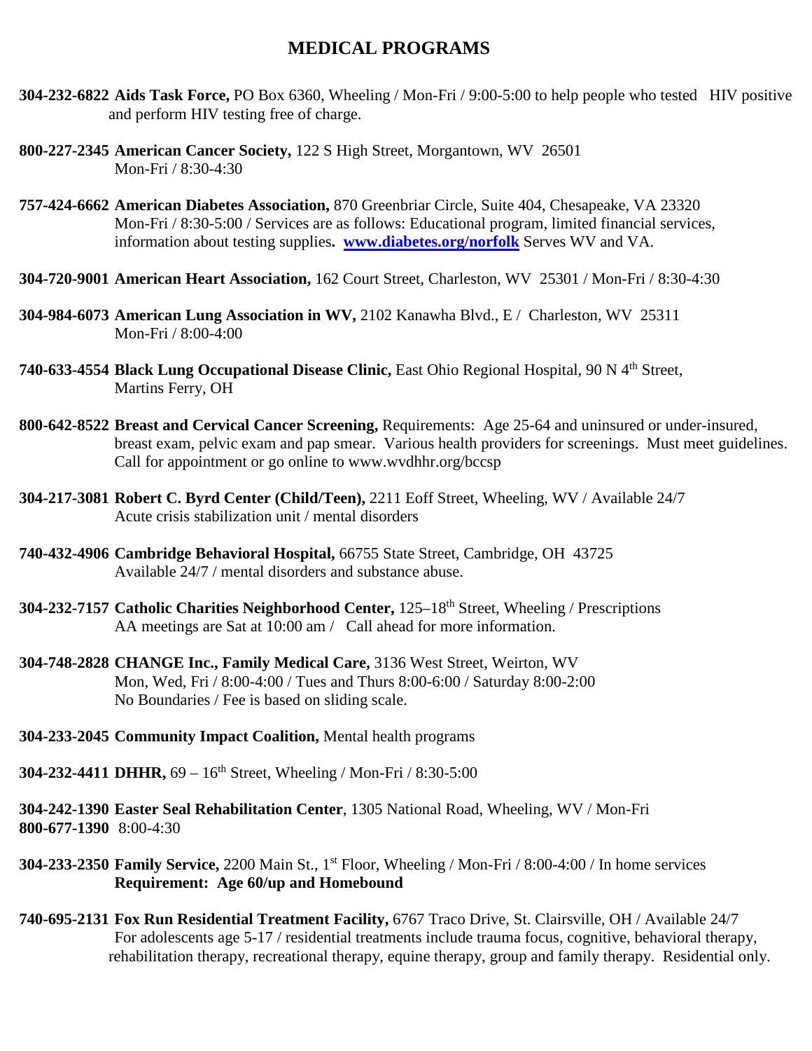# MEDICAL PROGRAMS

**304-232-6822 Aids Task Force,** PO Box 6360, Wheeling / Mon-Fri / 9:00-5:00 to help people who tested HIV positive and perform HIV testing free of charge.

**800-227-2345 American Cancer Society,** 122 S High Street, Morgantown, WV 26501
Mon-Fri / 8:30-4:30

**757-424-6662 American Diabetes Association,** 870 Greenbriar Circle, Suite 404, Chesapeake, VA 23320
Mon-Fri / 8:30-5:00 / Services are as follows: Educational program, limited financial services, information about testing supplies**.** **www.diabetes.org/norfolk** Serves WV and VA.

**304-720-9001 American Heart Association,** 162 Court Street, Charleston, WV 25301 / Mon-Fri / 8:30-4:30

**304-984-6073 American Lung Association in WV,** 2102 Kanawha Blvd., E / Charleston, WV 25311
Mon-Fri / 8:00-4:00

**740-633-4554 Black Lung Occupational Disease Clinic,** East Ohio Regional Hospital, 90 N 4th Street, Martins Ferry, OH

**800-642-8522 Breast and Cervical Cancer Screening,** Requirements: Age 25-64 and uninsured or under-insured, breast exam, pelvic exam and pap smear. Various health providers for screenings. Must meet guidelines. Call for appointment or go online to www.wvdhhr.org/bccsp

**304-217-3081 Robert C. Byrd Center (Child/Teen),** 2211 Eoff Street, Wheeling, WV / Available 24/7
Acute crisis stabilization unit / mental disorders

**740-432-4906 Cambridge Behavioral Hospital,** 66755 State Street, Cambridge, OH 43725
Available 24/7 / mental disorders and substance abuse.

**304-232-7157 Catholic Charities Neighborhood Center,** 125–18th Street, Wheeling / Prescriptions
AA meetings are Sat at 10:00 am / Call ahead for more information.

**304-748-2828 CHANGE Inc., Family Medical Care,** 3136 West Street, Weirton, WV
Mon, Wed, Fri / 8:00-4:00 / Tues and Thurs 8:00-6:00 / Saturday 8:00-2:00
No Boundaries / Fee is based on sliding scale.

**304-233-2045 Community Impact Coalition,** Mental health programs

**304-232-4411 DHHR,** 69 – 16th Street, Wheeling / Mon-Fri / 8:30-5:00

**304-242-1390 Easter Seal Rehabilitation Center**, 1305 National Road, Wheeling, WV / Mon-Fri
**800-677-1390** 8:00-4:30

**304-233-2350 Family Service,** 2200 Main St., 1st Floor, Wheeling / Mon-Fri / 8:00-4:00 / In home services
**Requirement: Age 60/up and Homebound**

**740-695-2131 Fox Run Residential Treatment Facility,** 6767 Traco Drive, St. Clairsville, OH / Available 24/7
For adolescents age 5-17 / residential treatments include trauma focus, cognitive, behavioral therapy, rehabilitation therapy, recreational therapy, equine therapy, group and family therapy. Residential only.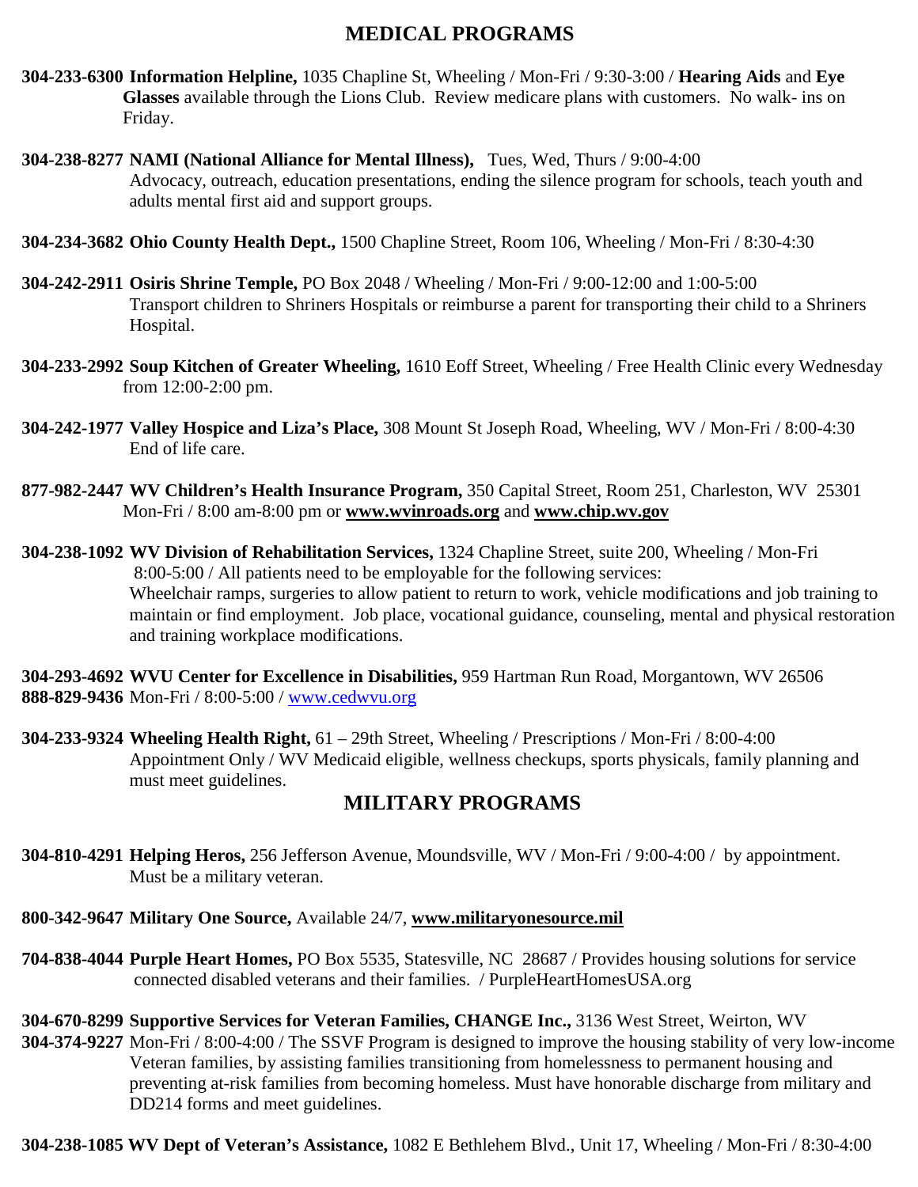## MEDICAL PROGRAMS

**304-233-6300 Information Helpline,** 1035 Chapline St, Wheeling / Mon-Fri / 9:30-3:00 / **Hearing Aids** and **Eye Glasses** available through the Lions Club. Review medicare plans with customers. No walk- ins on Friday.

**304-238-8277 NAMI (National Alliance for Mental Illness),** Tues, Wed, Thurs / 9:00-4:00
Advocacy, outreach, education presentations, ending the silence program for schools, teach youth and adults mental first aid and support groups.

**304-234-3682 Ohio County Health Dept.,** 1500 Chapline Street, Room 106, Wheeling / Mon-Fri / 8:30-4:30

**304-242-2911 Osiris Shrine Temple,** PO Box 2048 / Wheeling / Mon-Fri / 9:00-12:00 and 1:00-5:00
Transport children to Shriners Hospitals or reimburse a parent for transporting their child to a Shriners Hospital.

**304-233-2992 Soup Kitchen of Greater Wheeling,** 1610 Eoff Street, Wheeling / Free Health Clinic every Wednesday from 12:00-2:00 pm.

**304-242-1977 Valley Hospice and Liza's Place,** 308 Mount St Joseph Road, Wheeling, WV / Mon-Fri / 8:00-4:30
End of life care.

**877-982-2447 WV Children's Health Insurance Program,** 350 Capital Street, Room 251, Charleston, WV 25301
Mon-Fri / 8:00 am-8:00 pm or **www.wvinroads.org** and **www.chip.wv.gov**

**304-238-1092 WV Division of Rehabilitation Services,** 1324 Chapline Street, suite 200, Wheeling / Mon-Fri 8:00-5:00 / All patients need to be employable for the following services:
Wheelchair ramps, surgeries to allow patient to return to work, vehicle modifications and job training to maintain or find employment. Job place, vocational guidance, counseling, mental and physical restoration and training workplace modifications.

**304-293-4692 WVU Center for Excellence in Disabilities,** 959 Hartman Run Road, Morgantown, WV 26506
**888-829-9436** Mon-Fri / 8:00-5:00 / www.cedwvu.org

**304-233-9324 Wheeling Health Right,** 61 – 29th Street, Wheeling / Prescriptions / Mon-Fri / 8:00-4:00
Appointment Only / WV Medicaid eligible, wellness checkups, sports physicals, family planning and must meet guidelines.

## MILITARY PROGRAMS

**304-810-4291 Helping Heros,** 256 Jefferson Avenue, Moundsville, WV / Mon-Fri / 9:00-4:00 / by appointment.
Must be a military veteran.

**800-342-9647 Military One Source,** Available 24/7, **www.militaryonesource.mil**

**704-838-4044 Purple Heart Homes,** PO Box 5535, Statesville, NC 28687 / Provides housing solutions for service connected disabled veterans and their families. / PurpleHeartHomesUSA.org

**304-670-8299 Supportive Services for Veteran Families, CHANGE Inc.,** 3136 West Street, Weirton, WV
**304-374-9227** Mon-Fri / 8:00-4:00 / The SSVF Program is designed to improve the housing stability of very low-income Veteran families, by assisting families transitioning from homelessness to permanent housing and preventing at-risk families from becoming homeless. Must have honorable discharge from military and DD214 forms and meet guidelines.

**304-238-1085 WV Dept of Veteran's Assistance,** 1082 E Bethlehem Blvd., Unit 17, Wheeling / Mon-Fri / 8:30-4:00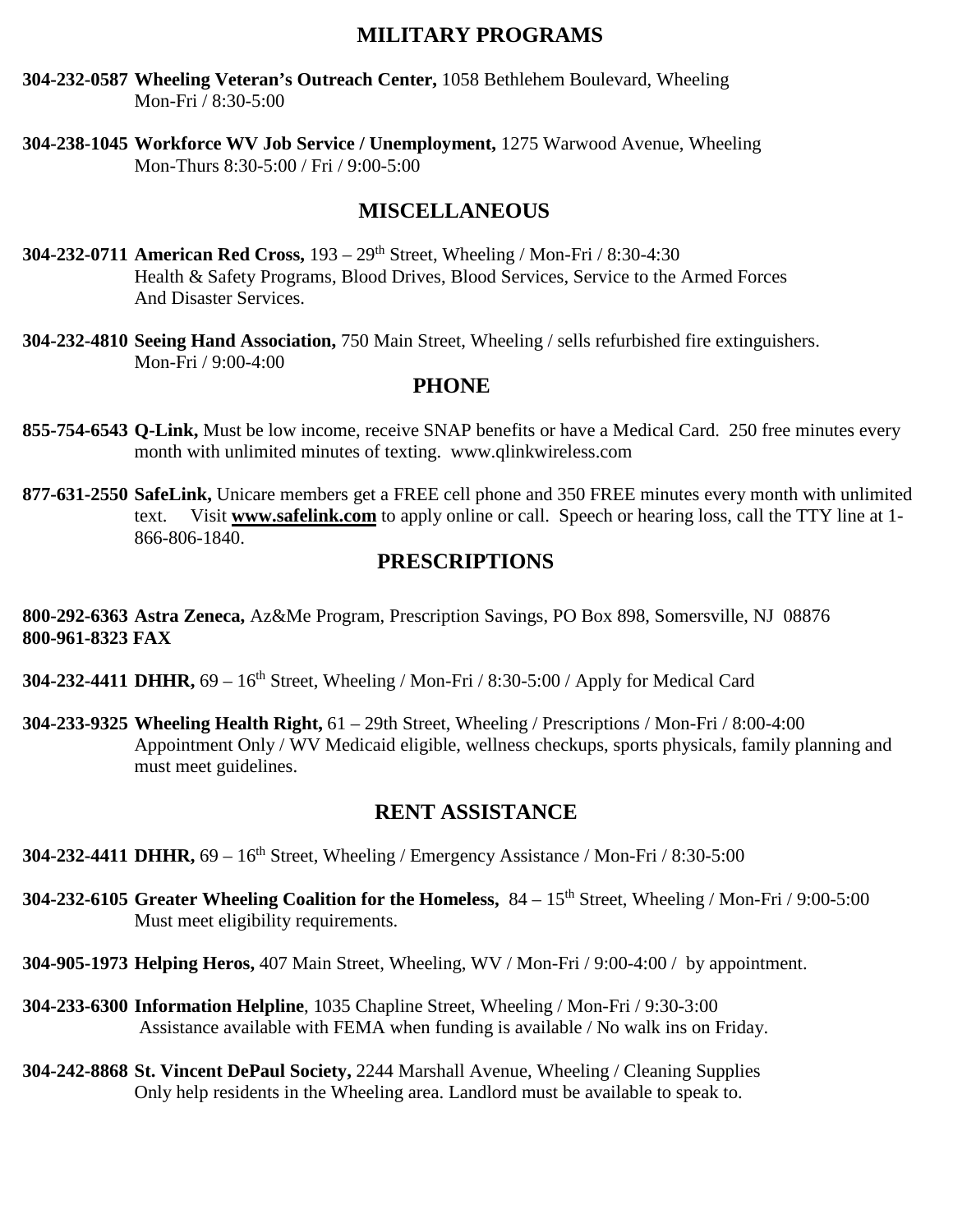## MILITARY PROGRAMS

**304-232-0587 Wheeling Veteran's Outreach Center,** 1058 Bethlehem Boulevard, Wheeling
Mon-Fri / 8:30-5:00

**304-238-1045 Workforce WV Job Service / Unemployment,** 1275 Warwood Avenue, Wheeling
Mon-Thurs 8:30-5:00 / Fri / 9:00-5:00

## MISCELLANEOUS

**304-232-0711 American Red Cross,** 193 – 29th Street, Wheeling / Mon-Fri / 8:30-4:30
Health & Safety Programs, Blood Drives, Blood Services, Service to the Armed Forces And Disaster Services.

**304-232-4810 Seeing Hand Association,** 750 Main Street, Wheeling / sells refurbished fire extinguishers.
Mon-Fri / 9:00-4:00

## PHONE

**855-754-6543 Q-Link,** Must be low income, receive SNAP benefits or have a Medical Card. 250 free minutes every month with unlimited minutes of texting. www.qlinkwireless.com

**877-631-2550 SafeLink,** Unicare members get a FREE cell phone and 350 FREE minutes every month with unlimited text. Visit **www.safelink.com** to apply online or call. Speech or hearing loss, call the TTY line at 1-866-806-1840.

## PRESCRIPTIONS

**800-292-6363 Astra Zeneca,** Az&Me Program, Prescription Savings, PO Box 898, Somersville, NJ 08876
**800-961-8323 FAX**

**304-232-4411 DHHR,** 69 – 16th Street, Wheeling / Mon-Fri / 8:30-5:00 / Apply for Medical Card

**304-233-9325 Wheeling Health Right,** 61 – 29th Street, Wheeling / Prescriptions / Mon-Fri / 8:00-4:00
Appointment Only / WV Medicaid eligible, wellness checkups, sports physicals, family planning and must meet guidelines.

## RENT ASSISTANCE

**304-232-4411 DHHR,** 69 – 16th Street, Wheeling / Emergency Assistance / Mon-Fri / 8:30-5:00

**304-232-6105 Greater Wheeling Coalition for the Homeless,** 84 – 15th Street, Wheeling / Mon-Fri / 9:00-5:00
Must meet eligibility requirements.

**304-905-1973 Helping Heros,** 407 Main Street, Wheeling, WV / Mon-Fri / 9:00-4:00 / by appointment.

**304-233-6300 Information Helpline**, 1035 Chapline Street, Wheeling / Mon-Fri / 9:30-3:00
Assistance available with FEMA when funding is available / No walk ins on Friday.

**304-242-8868 St. Vincent DePaul Society,** 2244 Marshall Avenue, Wheeling / Cleaning Supplies
Only help residents in the Wheeling area. Landlord must be available to speak to.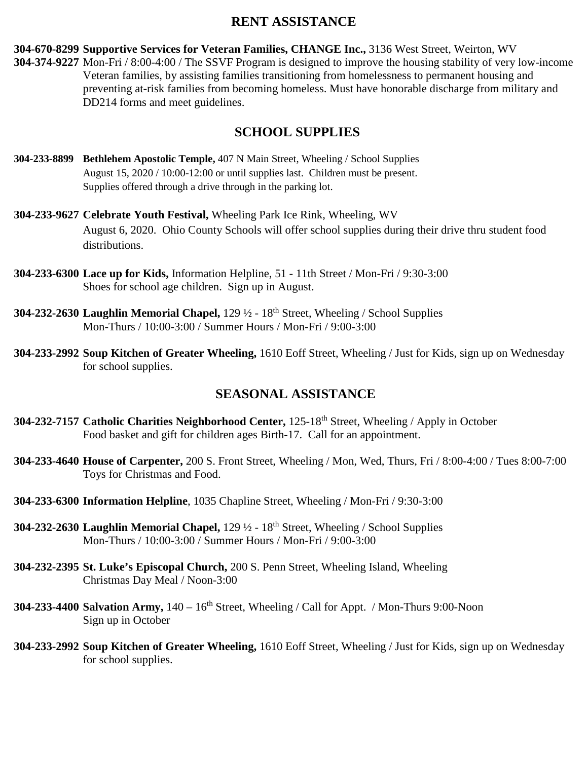## RENT ASSISTANCE

**304-670-8299 Supportive Services for Veteran Families, CHANGE Inc.,** 3136 West Street, Weirton, WV
**304-374-9227** Mon-Fri / 8:00-4:00 / The SSVF Program is designed to improve the housing stability of very low-income Veteran families, by assisting families transitioning from homelessness to permanent housing and preventing at-risk families from becoming homeless. Must have honorable discharge from military and DD214 forms and meet guidelines.

## SCHOOL SUPPLIES

**304-233-8899 Bethlehem Apostolic Temple,** 407 N Main Street, Wheeling / School Supplies
August 15, 2020 / 10:00-12:00 or until supplies last. Children must be present.
Supplies offered through a drive through in the parking lot.

**304-233-9627 Celebrate Youth Festival,** Wheeling Park Ice Rink, Wheeling, WV
August 6, 2020. Ohio County Schools will offer school supplies during their drive thru student food distributions.

**304-233-6300 Lace up for Kids,** Information Helpline, 51 - 11th Street / Mon-Fri / 9:30-3:00
Shoes for school age children. Sign up in August.

**304-232-2630 Laughlin Memorial Chapel,** 129 ½ - 18th Street, Wheeling / School Supplies
Mon-Thurs / 10:00-3:00 / Summer Hours / Mon-Fri / 9:00-3:00

**304-233-2992 Soup Kitchen of Greater Wheeling,** 1610 Eoff Street, Wheeling / Just for Kids, sign up on Wednesday for school supplies.

## SEASONAL ASSISTANCE

**304-232-7157 Catholic Charities Neighborhood Center,** 125-18th Street, Wheeling / Apply in October
Food basket and gift for children ages Birth-17. Call for an appointment.

**304-233-4640 House of Carpenter,** 200 S. Front Street, Wheeling / Mon, Wed, Thurs, Fri / 8:00-4:00 / Tues 8:00-7:00
Toys for Christmas and Food.

**304-233-6300 Information Helpline**, 1035 Chapline Street, Wheeling / Mon-Fri / 9:30-3:00

**304-232-2630 Laughlin Memorial Chapel,** 129 ½ - 18th Street, Wheeling / School Supplies
Mon-Thurs / 10:00-3:00 / Summer Hours / Mon-Fri / 9:00-3:00

**304-232-2395 St. Luke's Episcopal Church,** 200 S. Penn Street, Wheeling Island, Wheeling
Christmas Day Meal / Noon-3:00

**304-233-4400 Salvation Army,** 140 – 16th Street, Wheeling / Call for Appt. / Mon-Thurs 9:00-Noon
Sign up in October

**304-233-2992 Soup Kitchen of Greater Wheeling,** 1610 Eoff Street, Wheeling / Just for Kids, sign up on Wednesday for school supplies.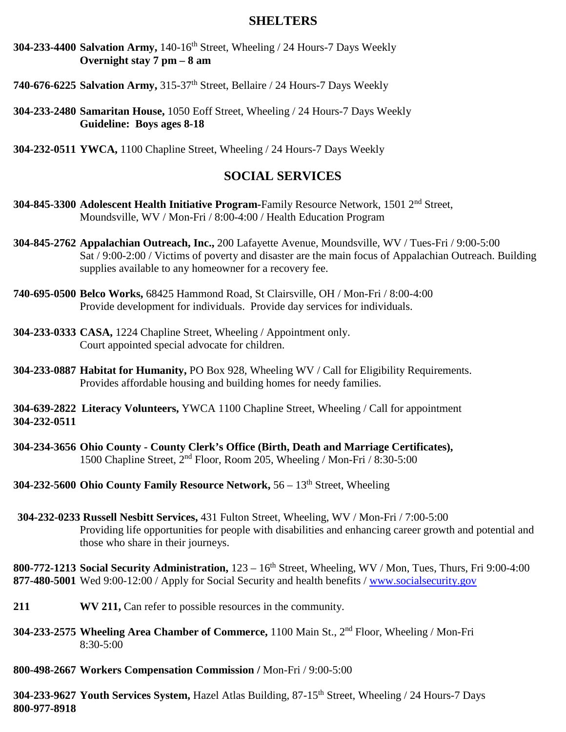## SHELTERS

**304-233-4400 Salvation Army,** 140-16th Street, Wheeling / 24 Hours-7 Days Weekly
**Overnight stay 7 pm – 8 am**

**740-676-6225 Salvation Army,** 315-37th Street, Bellaire / 24 Hours-7 Days Weekly

**304-233-2480 Samaritan House,** 1050 Eoff Street, Wheeling / 24 Hours-7 Days Weekly
**Guideline: Boys ages 8-18**

**304-232-0511 YWCA,** 1100 Chapline Street, Wheeling / 24 Hours-7 Days Weekly

## SOCIAL SERVICES

**304-845-3300 Adolescent Health Initiative Program**-Family Resource Network, 1501 2nd Street, Moundsville, WV / Mon-Fri / 8:00-4:00 / Health Education Program

**304-845-2762 Appalachian Outreach, Inc.,** 200 Lafayette Avenue, Moundsville, WV / Tues-Fri / 9:00-5:00 Sat / 9:00-2:00 / Victims of poverty and disaster are the main focus of Appalachian Outreach. Building supplies available to any homeowner for a recovery fee.

**740-695-0500 Belco Works,** 68425 Hammond Road, St Clairsville, OH / Mon-Fri / 8:00-4:00
Provide development for individuals. Provide day services for individuals.

**304-233-0333 CASA,** 1224 Chapline Street, Wheeling / Appointment only.
Court appointed special advocate for children.

**304-233-0887 Habitat for Humanity,** PO Box 928, Wheeling WV / Call for Eligibility Requirements.
Provides affordable housing and building homes for needy families.

**304-639-2822 Literacy Volunteers,** YWCA 1100 Chapline Street, Wheeling / Call for appointment
**304-232-0511**

**304-234-3656 Ohio County - County Clerk's Office (Birth, Death and Marriage Certificates),** 1500 Chapline Street, 2nd Floor, Room 205, Wheeling / Mon-Fri / 8:30-5:00

**304-232-5600 Ohio County Family Resource Network,** 56 – 13th Street, Wheeling

**304-232-0233 Russell Nesbitt Services,** 431 Fulton Street, Wheeling, WV / Mon-Fri / 7:00-5:00
Providing life opportunities for people with disabilities and enhancing career growth and potential and those who share in their journeys.

**800-772-1213 Social Security Administration,** 123 – 16th Street, Wheeling, WV / Mon, Tues, Thurs, Fri 9:00-4:00
**877-480-5001** Wed 9:00-12:00 / Apply for Social Security and health benefits / www.socialsecurity.gov

**211 WV 211,** Can refer to possible resources in the community.

**304-233-2575 Wheeling Area Chamber of Commerce,** 1100 Main St., 2nd Floor, Wheeling / Mon-Fri 8:30-5:00

**800-498-2667 Workers Compensation Commission /** Mon-Fri / 9:00-5:00

**304-233-9627 Youth Services System,** Hazel Atlas Building, 87-15th Street, Wheeling / 24 Hours-7 Days
**800-977-8918**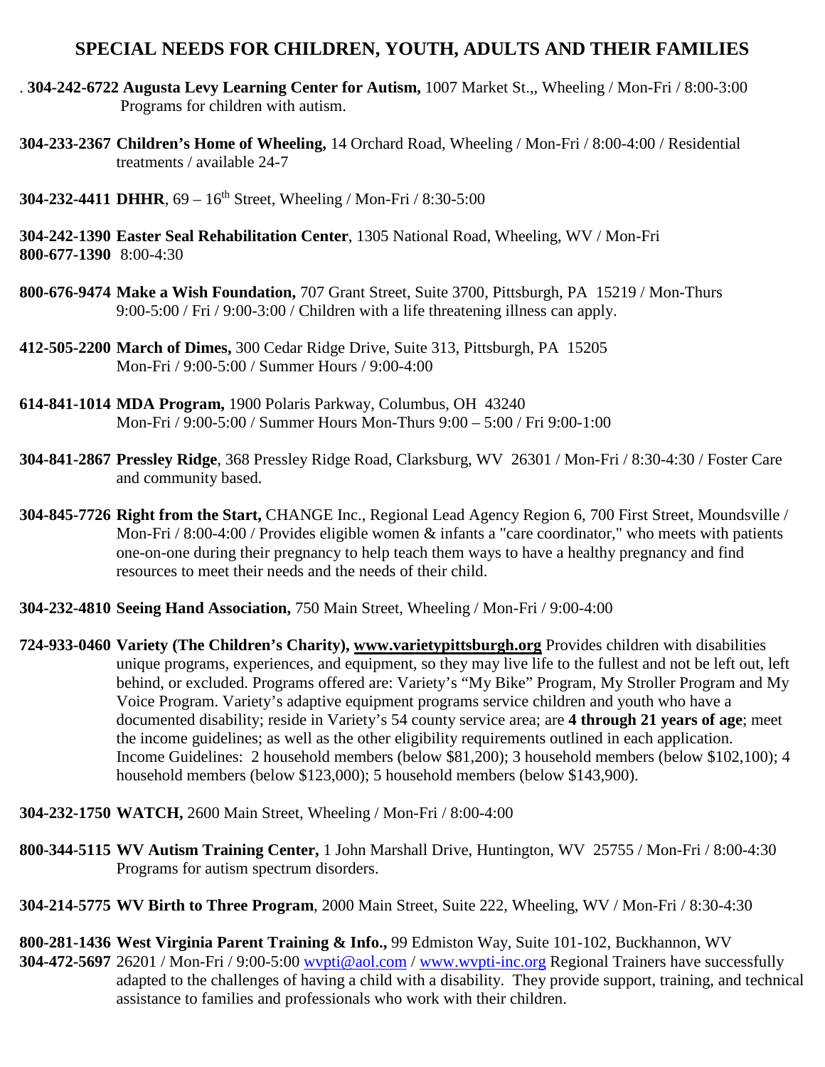## SPECIAL NEEDS FOR CHILDREN, YOUTH, ADULTS AND THEIR FAMILIES

. **304-242-6722 Augusta Levy Learning Center for Autism,** 1007 Market St.,, Wheeling / Mon-Fri / 8:00-3:00 Programs for children with autism.

**304-233-2367 Children's Home of Wheeling,** 14 Orchard Road, Wheeling / Mon-Fri / 8:00-4:00 / Residential treatments / available 24-7

**304-232-4411 DHHR**, 69 – 16th Street, Wheeling / Mon-Fri / 8:30-5:00

**304-242-1390 Easter Seal Rehabilitation Center**, 1305 National Road, Wheeling, WV / Mon-Fri
**800-677-1390** 8:00-4:30

**800-676-9474 Make a Wish Foundation,** 707 Grant Street, Suite 3700, Pittsburgh, PA 15219 / Mon-Thurs 9:00-5:00 / Fri / 9:00-3:00 / Children with a life threatening illness can apply.

**412-505-2200 March of Dimes,** 300 Cedar Ridge Drive, Suite 313, Pittsburgh, PA 15205 Mon-Fri / 9:00-5:00 / Summer Hours / 9:00-4:00

**614-841-1014 MDA Program,** 1900 Polaris Parkway, Columbus, OH 43240 Mon-Fri / 9:00-5:00 / Summer Hours Mon-Thurs 9:00 – 5:00 / Fri 9:00-1:00

**304-841-2867 Pressley Ridge**, 368 Pressley Ridge Road, Clarksburg, WV 26301 / Mon-Fri / 8:30-4:30 / Foster Care and community based.

**304-845-7726 Right from the Start,** CHANGE Inc., Regional Lead Agency Region 6, 700 First Street, Moundsville / Mon-Fri / 8:00-4:00 / Provides eligible women & infants a "care coordinator," who meets with patients one-on-one during their pregnancy to help teach them ways to have a healthy pregnancy and find resources to meet their needs and the needs of their child.

**304-232-4810 Seeing Hand Association,** 750 Main Street, Wheeling / Mon-Fri / 9:00-4:00

**724-933-0460 Variety (The Children's Charity), www.varietypittsburgh.org** Provides children with disabilities unique programs, experiences, and equipment, so they may live life to the fullest and not be left out, left behind, or excluded. Programs offered are: Variety's "My Bike" Program, My Stroller Program and My Voice Program. Variety's adaptive equipment programs service children and youth who have a documented disability; reside in Variety's 54 county service area; are **4 through 21 years of age**; meet the income guidelines; as well as the other eligibility requirements outlined in each application. Income Guidelines: 2 household members (below $81,200); 3 household members (below $102,100); 4 household members (below $123,000); 5 household members (below $143,900).

**304-232-1750 WATCH,** 2600 Main Street, Wheeling / Mon-Fri / 8:00-4:00

**800-344-5115 WV Autism Training Center,** 1 John Marshall Drive, Huntington, WV 25755 / Mon-Fri / 8:00-4:30 Programs for autism spectrum disorders.

**304-214-5775 WV Birth to Three Program**, 2000 Main Street, Suite 222, Wheeling, WV / Mon-Fri / 8:30-4:30

**800-281-1436 West Virginia Parent Training & Info.,** 99 Edmiston Way, Suite 101-102, Buckhannon, WV
**304-472-5697** 26201 / Mon-Fri / 9:00-5:00 wvpti@aol.com / www.wvpti-inc.org Regional Trainers have successfully adapted to the challenges of having a child with a disability. They provide support, training, and technical assistance to families and professionals who work with their children.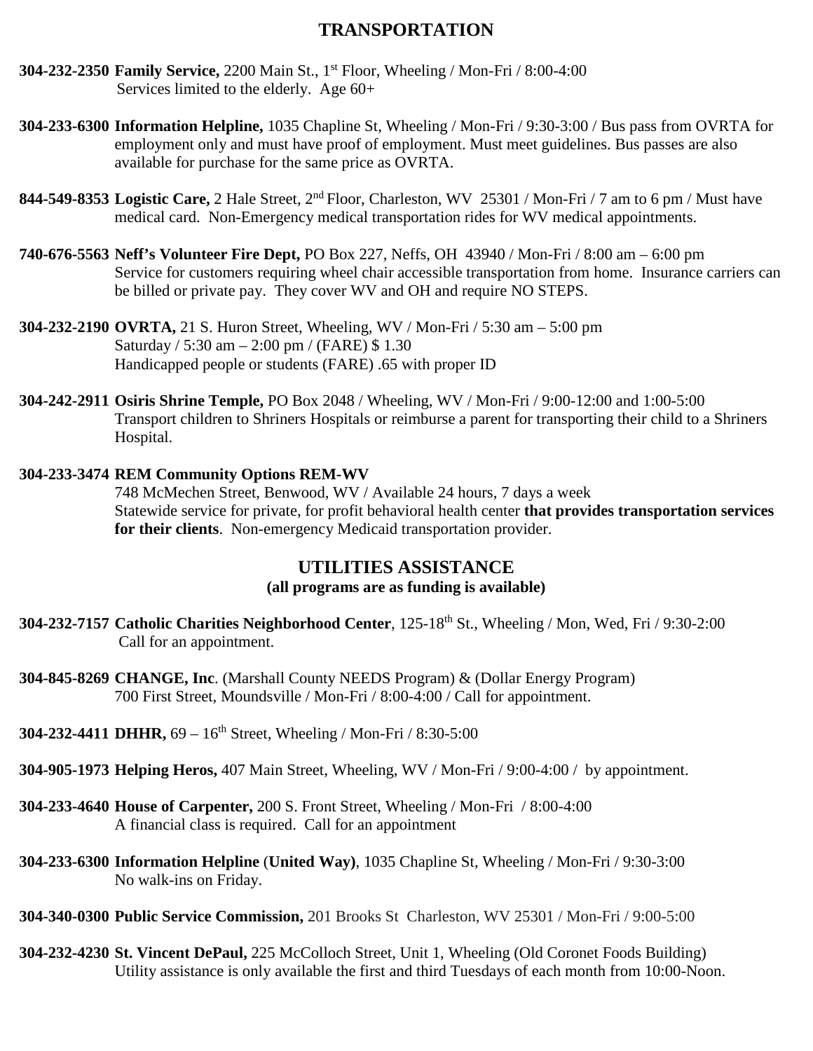## TRANSPORTATION

**304-232-2350 Family Service,** 2200 Main St., 1st Floor, Wheeling / Mon-Fri / 8:00-4:00
Services limited to the elderly. Age 60+

**304-233-6300 Information Helpline,** 1035 Chapline St, Wheeling / Mon-Fri / 9:30-3:00 / Bus pass from OVRTA for employment only and must have proof of employment. Must meet guidelines. Bus passes are also available for purchase for the same price as OVRTA.

**844-549-8353 Logistic Care,** 2 Hale Street, 2nd Floor, Charleston, WV 25301 / Mon-Fri / 7 am to 6 pm / Must have medical card. Non-Emergency medical transportation rides for WV medical appointments.

**740-676-5563 Neff's Volunteer Fire Dept,** PO Box 227, Neffs, OH 43940 / Mon-Fri / 8:00 am – 6:00 pm
Service for customers requiring wheel chair accessible transportation from home. Insurance carriers can be billed or private pay. They cover WV and OH and require NO STEPS.

**304-232-2190 OVRTA,** 21 S. Huron Street, Wheeling, WV / Mon-Fri / 5:30 am – 5:00 pm
Saturday / 5:30 am – 2:00 pm / (FARE) $ 1.30
Handicapped people or students (FARE) .65 with proper ID

**304-242-2911 Osiris Shrine Temple,** PO Box 2048 / Wheeling, WV / Mon-Fri / 9:00-12:00 and 1:00-5:00
Transport children to Shriners Hospitals or reimburse a parent for transporting their child to a Shriners Hospital.

**304-233-3474 REM Community Options REM-WV**
748 McMechen Street, Benwood, WV / Available 24 hours, 7 days a week
Statewide service for private, for profit behavioral health center **that provides transportation services for their clients**. Non-emergency Medicaid transportation provider.

## UTILITIES ASSISTANCE

**(all programs are as funding is available)**

**304-232-7157 Catholic Charities Neighborhood Center**, 125-18th St., Wheeling / Mon, Wed, Fri / 9:30-2:00
Call for an appointment.

**304-845-8269 CHANGE, Inc**. (Marshall County NEEDS Program) & (Dollar Energy Program)
700 First Street, Moundsville / Mon-Fri / 8:00-4:00 / Call for appointment.

**304-232-4411 DHHR,** 69 – 16th Street, Wheeling / Mon-Fri / 8:30-5:00

**304-905-1973 Helping Heros,** 407 Main Street, Wheeling, WV / Mon-Fri / 9:00-4:00 / by appointment.

**304-233-4640 House of Carpenter,** 200 S. Front Street, Wheeling / Mon-Fri / 8:00-4:00
A financial class is required. Call for an appointment

**304-233-6300 Information Helpline** (**United Way)**, 1035 Chapline St, Wheeling / Mon-Fri / 9:30-3:00
No walk-ins on Friday.

**304-340-0300 Public Service Commission,** 201 Brooks St Charleston, WV 25301 / Mon-Fri / 9:00-5:00

**304-232-4230 St. Vincent DePaul,** 225 McColloch Street, Unit 1, Wheeling (Old Coronet Foods Building)
Utility assistance is only available the first and third Tuesdays of each month from 10:00-Noon.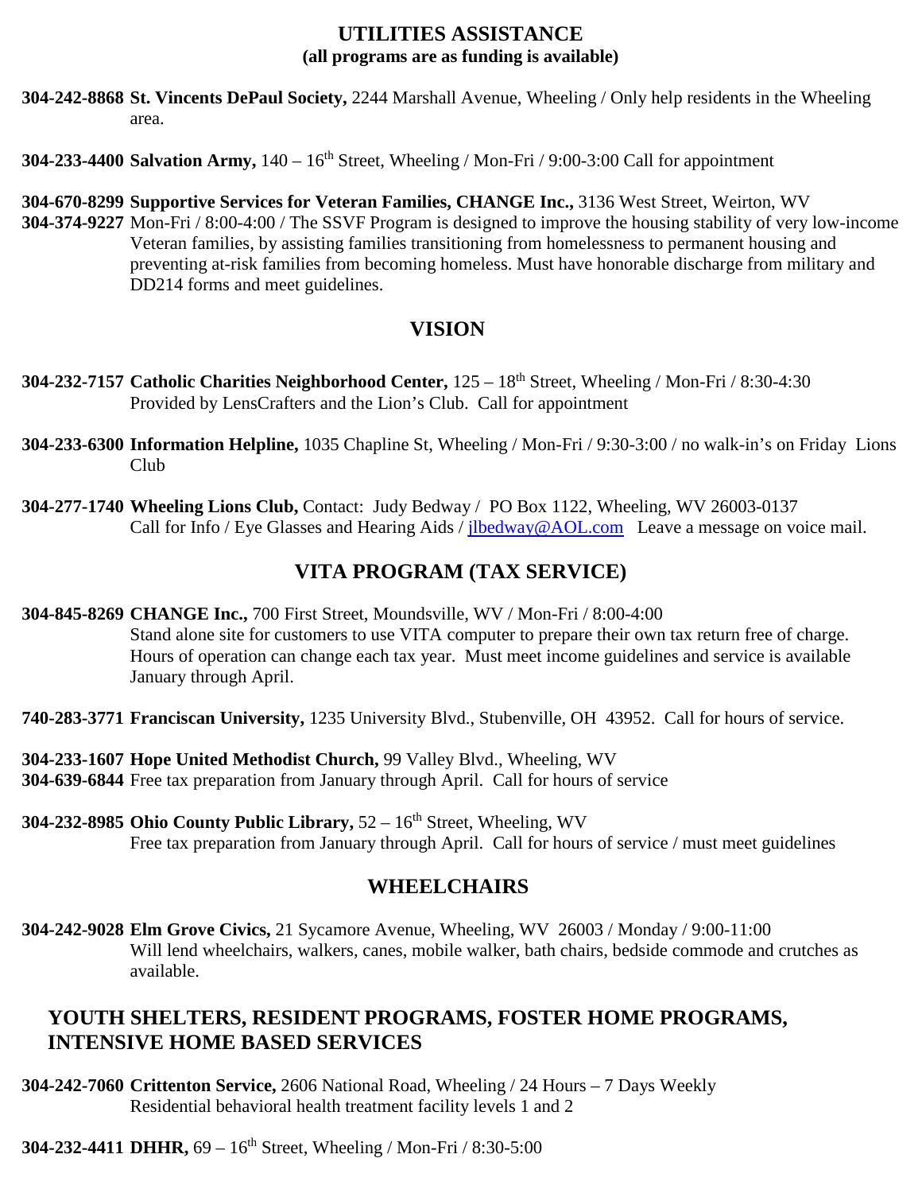## UTILITIES ASSISTANCE

**(all programs are as funding is available)**

**304-242-8868 St. Vincents DePaul Society,** 2244 Marshall Avenue, Wheeling / Only help residents in the Wheeling area.

**304-233-4400 Salvation Army,** 140 – 16th Street, Wheeling / Mon-Fri / 9:00-3:00 Call for appointment

**304-670-8299 Supportive Services for Veteran Families, CHANGE Inc.,** 3136 West Street, Weirton, WV
**304-374-9227** Mon-Fri / 8:00-4:00 / The SSVF Program is designed to improve the housing stability of very low-income Veteran families, by assisting families transitioning from homelessness to permanent housing and preventing at-risk families from becoming homeless. Must have honorable discharge from military and DD214 forms and meet guidelines.

## VISION

**304-232-7157 Catholic Charities Neighborhood Center,** 125 – 18th Street, Wheeling / Mon-Fri / 8:30-4:30 Provided by LensCrafters and the Lion's Club. Call for appointment

**304-233-6300 Information Helpline,** 1035 Chapline St, Wheeling / Mon-Fri / 9:30-3:00 / no walk-in's on Friday Lions Club

**304-277-1740 Wheeling Lions Club,** Contact: Judy Bedway / PO Box 1122, Wheeling, WV 26003-0137
Call for Info / Eye Glasses and Hearing Aids / jlbedway@AOL.com Leave a message on voice mail.

## VITA PROGRAM (TAX SERVICE)

**304-845-8269 CHANGE Inc.,** 700 First Street, Moundsville, WV / Mon-Fri / 8:00-4:00
Stand alone site for customers to use VITA computer to prepare their own tax return free of charge. Hours of operation can change each tax year. Must meet income guidelines and service is available January through April.

**740-283-3771 Franciscan University,** 1235 University Blvd., Stubenville, OH 43952. Call for hours of service.

**304-233-1607 Hope United Methodist Church,** 99 Valley Blvd., Wheeling, WV
**304-639-6844** Free tax preparation from January through April. Call for hours of service

**304-232-8985 Ohio County Public Library,** 52 – 16th Street, Wheeling, WV
Free tax preparation from January through April. Call for hours of service / must meet guidelines

## WHEELCHAIRS

**304-242-9028 Elm Grove Civics,** 21 Sycamore Avenue, Wheeling, WV 26003 / Monday / 9:00-11:00
Will lend wheelchairs, walkers, canes, mobile walker, bath chairs, bedside commode and crutches as available.

## YOUTH SHELTERS, RESIDENT PROGRAMS, FOSTER HOME PROGRAMS, INTENSIVE HOME BASED SERVICES

**304-242-7060 Crittenton Service,** 2606 National Road, Wheeling / 24 Hours – 7 Days Weekly
Residential behavioral health treatment facility levels 1 and 2

**304-232-4411 DHHR,** 69 – 16th Street, Wheeling / Mon-Fri / 8:30-5:00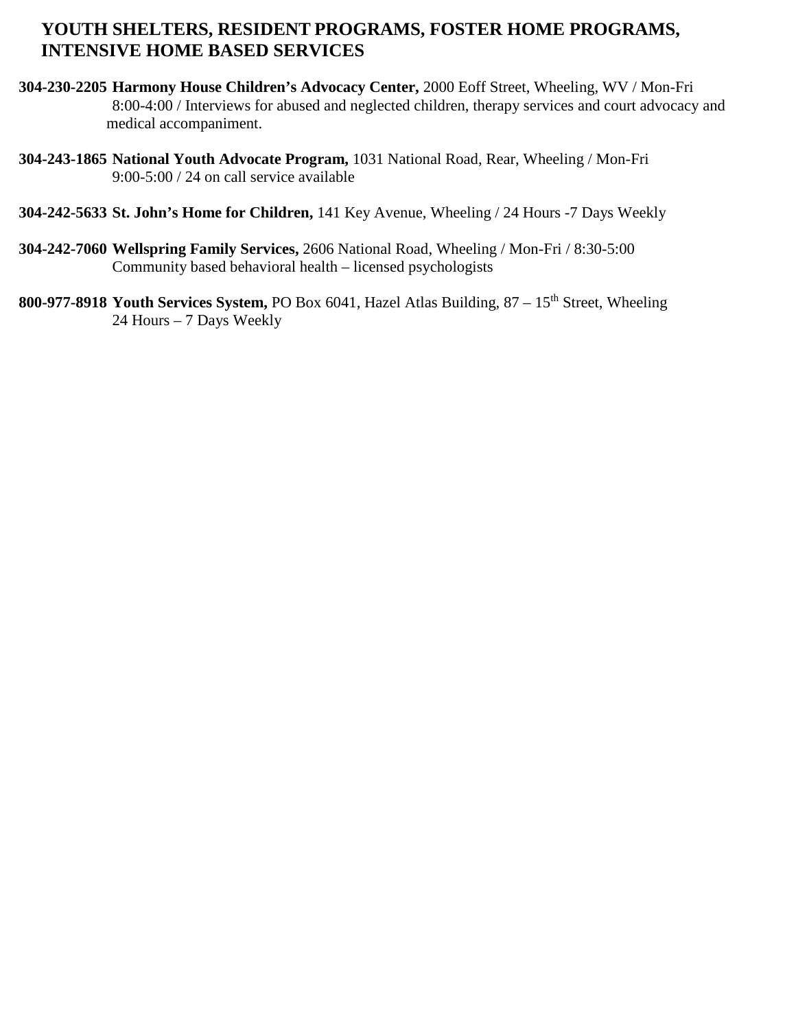## YOUTH SHELTERS, RESIDENT PROGRAMS, FOSTER HOME PROGRAMS, INTENSIVE HOME BASED SERVICES

**304-230-2205 Harmony House Children's Advocacy Center,** 2000 Eoff Street, Wheeling, WV / Mon-Fri 8:00-4:00 / Interviews for abused and neglected children, therapy services and court advocacy and medical accompaniment.

**304-243-1865 National Youth Advocate Program,** 1031 National Road, Rear, Wheeling / Mon-Fri 9:00-5:00 / 24 on call service available

**304-242-5633 St. John's Home for Children,** 141 Key Avenue, Wheeling / 24 Hours -7 Days Weekly

**304-242-7060 Wellspring Family Services,** 2606 National Road, Wheeling / Mon-Fri / 8:30-5:00 Community based behavioral health – licensed psychologists

**800-977-8918 Youth Services System,** PO Box 6041, Hazel Atlas Building, 87 – 15th Street, Wheeling 24 Hours – 7 Days Weekly